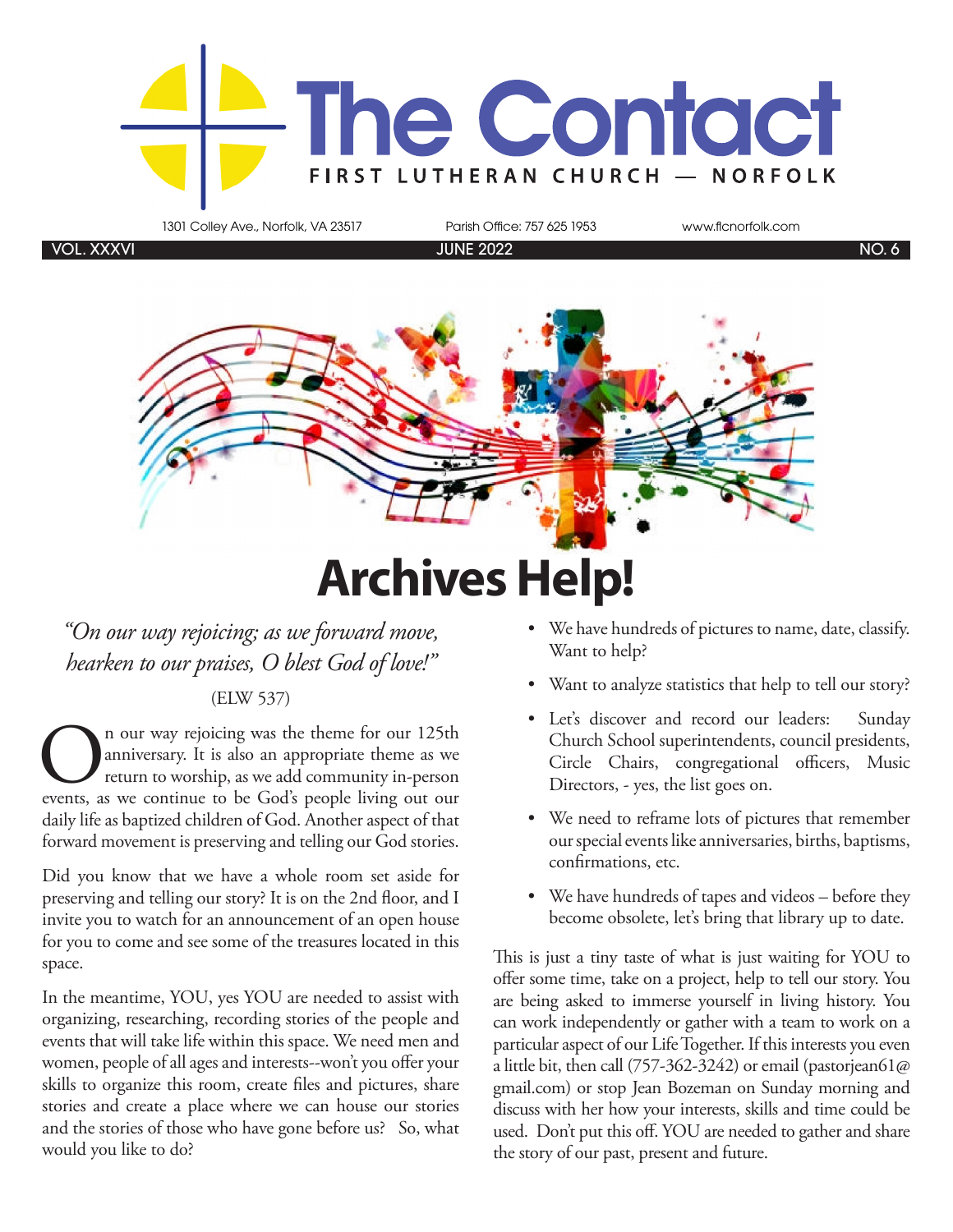# The Contact

FIRST LUTHERAN CHURCH — NORFOLK

1301 Colley Ave., Norfolk, VA 23517 | Parish Office: 757 625 1953 | www.flcnorfolk.com

VOL. XXXVI | JUNE 2022 | NO. 6

# Archives Help!

*"On our way rejoicing; as we forward move, hearken to our praises, O blest God of love!"*

(ELW 537)

On our way rejoicing was the theme for our 125th anniversary. It is also an appropriate theme as we return to worship, as we add community in-person events, as we continue to be God's people living out our daily life as baptized children of God. Another aspect of that forward movement is preserving and telling our God stories.

Did you know that we have a whole room set aside for preserving and telling our story? It is on the 2nd floor, and I invite you to watch for an announcement of an open house for you to come and see some of the treasures located in this space.

In the meantime, YOU, yes YOU are needed to assist with organizing, researching, recording stories of the people and events that will take life within this space. We need men and women, people of all ages and interests--won't you offer your skills to organize this room, create files and pictures, share stories and create a place where we can house our stories and the stories of those who have gone before us? So, what would you like to do?

- We have hundreds of pictures to name, date, classify. Want to help?
- Want to analyze statistics that help to tell our story?
- Let's discover and record our leaders: Sunday Church School superintendents, council presidents, Circle Chairs, congregational officers, Music Directors, - yes, the list goes on.
- We need to reframe lots of pictures that remember our special events like anniversaries, births, baptisms, confirmations, etc.
- We have hundreds of tapes and videos – before they become obsolete, let's bring that library up to date.

This is just a tiny taste of what is just waiting for YOU to offer some time, take on a project, help to tell our story. You are being asked to immerse yourself in living history. You can work independently or gather with a team to work on a particular aspect of our Life Together. If this interests you even a little bit, then call (757-362-3242) or email (pastorjean61@gmail.com) or stop Jean Bozeman on Sunday morning and discuss with her how your interests, skills and time could be used. Don't put this off. YOU are needed to gather and share the story of our past, present and future.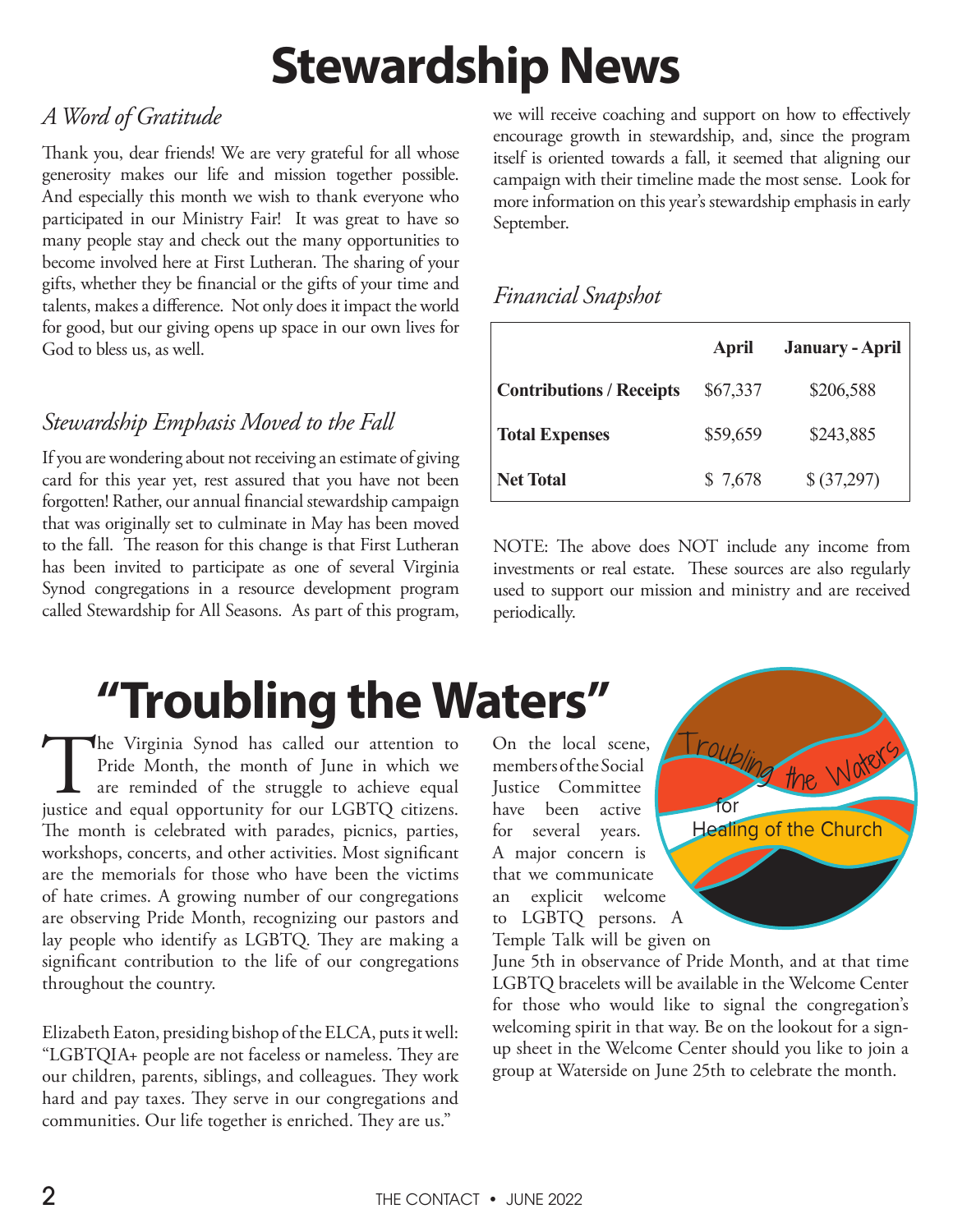# Stewardship News

### *A Word of Gratitude*

Thank you, dear friends! We are very grateful for all whose generosity makes our life and mission together possible. And especially this month we wish to thank everyone who participated in our Ministry Fair! It was great to have so many people stay and check out the many opportunities to become involved here at First Lutheran. The sharing of your gifts, whether they be financial or the gifts of your time and talents, makes a difference. Not only does it impact the world for good, but our giving opens up space in our own lives for God to bless us, as well.

### *Stewardship Emphasis Moved to the Fall*

If you are wondering about not receiving an estimate of giving card for this year yet, rest assured that you have not been forgotten! Rather, our annual financial stewardship campaign that was originally set to culminate in May has been moved to the fall. The reason for this change is that First Lutheran has been invited to participate as one of several Virginia Synod congregations in a resource development program called Stewardship for All Seasons. As part of this program, we will receive coaching and support on how to effectively encourage growth in stewardship, and, since the program itself is oriented towards a fall, it seemed that aligning our campaign with their timeline made the most sense. Look for more information on this year's stewardship emphasis in early September.

### *Financial Snapshot*

| | April | January - April |
|---|---|---|
| **Contributions / Receipts** | $67,337 | $206,588 |
| **Total Expenses** | $59,659 | $243,885 |
| **Net Total** | $ 7,678 | $ (37,297) |

NOTE: The above does NOT include any income from investments or real estate. These sources are also regularly used to support our mission and ministry and are received periodically.

# "Troubling the Waters"

The Virginia Synod has called our attention to Pride Month, the month of June in which we are reminded of the struggle to achieve equal justice and equal opportunity for our LGBTQ citizens. The month is celebrated with parades, picnics, parties, workshops, concerts, and other activities. Most significant are the memorials for those who have been the victims of hate crimes. A growing number of our congregations are observing Pride Month, recognizing our pastors and lay people who identify as LGBTQ. They are making a significant contribution to the life of our congregations throughout the country.

Elizabeth Eaton, presiding bishop of the ELCA, puts it well: "LGBTQIA+ people are not faceless or nameless. They are our children, parents, siblings, and colleagues. They work hard and pay taxes. They serve in our congregations and communities. Our life together is enriched. They are us."

Troubling the Waters for Healing of the Church

On the local scene, members of the Social Justice Committee have been active for several years. A major concern is that we communicate an explicit welcome to LGBTQ persons. A Temple Talk will be given on June 5th in observance of Pride Month, and at that time LGBTQ bracelets will be available in the Welcome Center for those who would like to signal the congregation's welcoming spirit in that way. Be on the lookout for a sign-up sheet in the Welcome Center should you like to join a group at Waterside on June 25th to celebrate the month.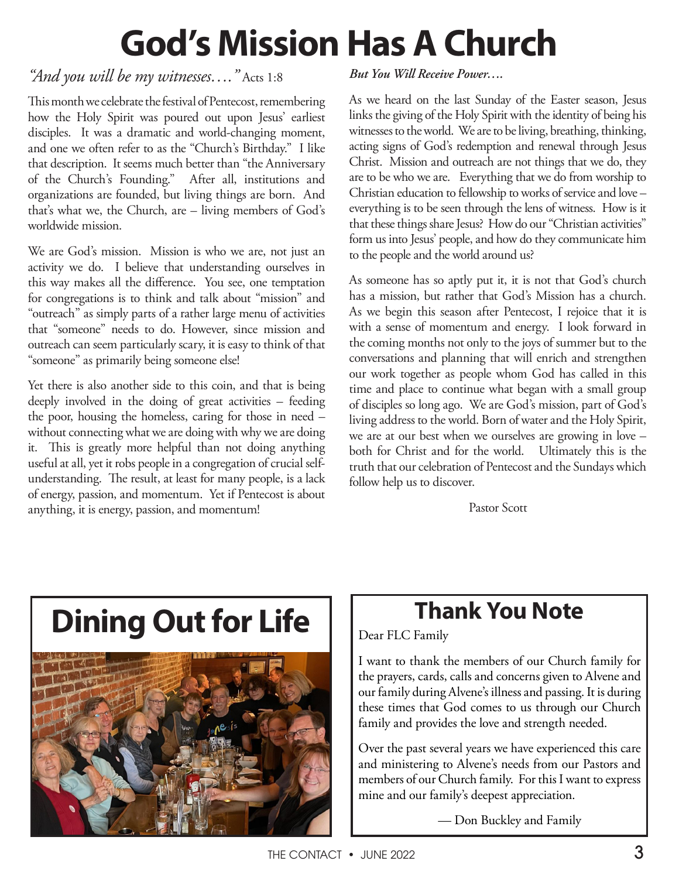# God's Mission Has A Church

*"And you will be my witnesses…."* Acts 1:8

This month we celebrate the festival of Pentecost, remembering how the Holy Spirit was poured out upon Jesus' earliest disciples. It was a dramatic and world-changing moment, and one we often refer to as the "Church's Birthday." I like that description. It seems much better than "the Anniversary of the Church's Founding." After all, institutions and organizations are founded, but living things are born. And that's what we, the Church, are – living members of God's worldwide mission.

We are God's mission. Mission is who we are, not just an activity we do. I believe that understanding ourselves in this way makes all the difference. You see, one temptation for congregations is to think and talk about "mission" and "outreach" as simply parts of a rather large menu of activities that "someone" needs to do. However, since mission and outreach can seem particularly scary, it is easy to think of that "someone" as primarily being someone else!

Yet there is also another side to this coin, and that is being deeply involved in the doing of great activities – feeding the poor, housing the homeless, caring for those in need – without connecting what we are doing with why we are doing it. This is greatly more helpful than not doing anything useful at all, yet it robs people in a congregation of crucial self-understanding. The result, at least for many people, is a lack of energy, passion, and momentum. Yet if Pentecost is about anything, it is energy, passion, and momentum!

***But You Will Receive Power….***

As we heard on the last Sunday of the Easter season, Jesus links the giving of the Holy Spirit with the identity of being his witnesses to the world. We are to be living, breathing, thinking, acting signs of God's redemption and renewal through Jesus Christ. Mission and outreach are not things that we do, they are to be who we are. Everything that we do from worship to Christian education to fellowship to works of service and love – everything is to be seen through the lens of witness. How is it that these things share Jesus? How do our "Christian activities" form us into Jesus' people, and how do they communicate him to the people and the world around us?

As someone has so aptly put it, it is not that God's church has a mission, but rather that God's Mission has a church. As we begin this season after Pentecost, I rejoice that it is with a sense of momentum and energy. I look forward in the coming months not only to the joys of summer but to the conversations and planning that will enrich and strengthen our work together as people whom God has called in this time and place to continue what began with a small group of disciples so long ago. We are God's mission, part of God's living address to the world. Born of water and the Holy Spirit, we are at our best when we ourselves are growing in love – both for Christ and for the world. Ultimately this is the truth that our celebration of Pentecost and the Sundays which follow help us to discover.

Pastor Scott

# Dining Out for Life

# Thank You Note

Dear FLC Family

I want to thank the members of our Church family for the prayers, cards, calls and concerns given to Alvene and our family during Alvene's illness and passing. It is during these times that God comes to us through our Church family and provides the love and strength needed.

Over the past several years we have experienced this care and ministering to Alvene's needs from our Pastors and members of our Church family. For this I want to express mine and our family's deepest appreciation.

— Don Buckley and Family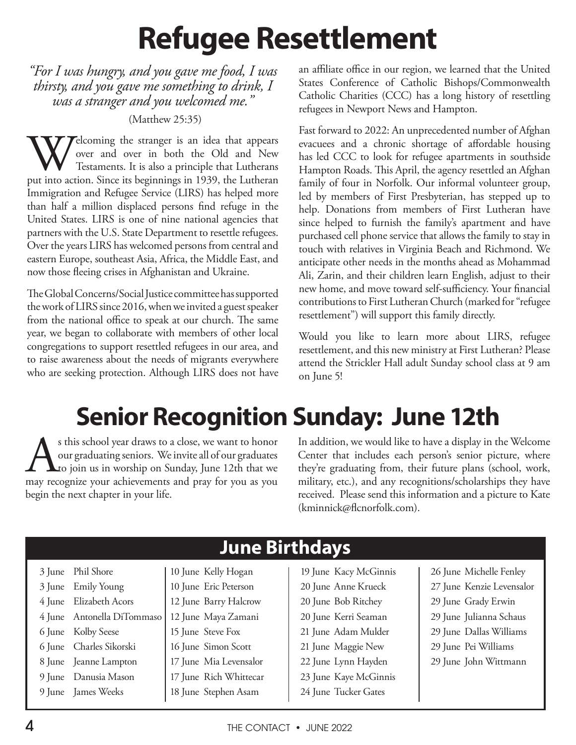# Refugee Resettlement

*"For I was hungry, and you gave me food, I was thirsty, and you gave me something to drink, I was a stranger and you welcomed me."*

(Matthew 25:35)

Welcoming the stranger is an idea that appears over and over in both the Old and New Testaments. It is also a principle that Lutherans put into action. Since its beginnings in 1939, the Lutheran Immigration and Refugee Service (LIRS) has helped more than half a million displaced persons find refuge in the United States. LIRS is one of nine national agencies that partners with the U.S. State Department to resettle refugees. Over the years LIRS has welcomed persons from central and eastern Europe, southeast Asia, Africa, the Middle East, and now those fleeing crises in Afghanistan and Ukraine.

The Global Concerns/Social Justice committee has supported the work of LIRS since 2016, when we invited a guest speaker from the national office to speak at our church. The same year, we began to collaborate with members of other local congregations to support resettled refugees in our area, and to raise awareness about the needs of migrants everywhere who are seeking protection. Although LIRS does not have an affiliate office in our region, we learned that the United States Conference of Catholic Bishops/Commonwealth Catholic Charities (CCC) has a long history of resettling refugees in Newport News and Hampton.

Fast forward to 2022: An unprecedented number of Afghan evacuees and a chronic shortage of affordable housing has led CCC to look for refugee apartments in southside Hampton Roads. This April, the agency resettled an Afghan family of four in Norfolk. Our informal volunteer group, led by members of First Presbyterian, has stepped up to help. Donations from members of First Lutheran have since helped to furnish the family's apartment and have purchased cell phone service that allows the family to stay in touch with relatives in Virginia Beach and Richmond. We anticipate other needs in the months ahead as Mohammad Ali, Zarin, and their children learn English, adjust to their new home, and move toward self-sufficiency. Your financial contributions to First Lutheran Church (marked for "refugee resettlement") will support this family directly.

Would you like to learn more about LIRS, refugee resettlement, and this new ministry at First Lutheran? Please attend the Strickler Hall adult Sunday school class at 9 am on June 5!

# Senior Recognition Sunday: June 12th

As this school year draws to a close, we want to honor our graduating seniors. We invite all of our graduates to join us in worship on Sunday, June 12th that we may recognize your achievements and pray for you as you begin the next chapter in your life.

In addition, we would like to have a display in the Welcome Center that includes each person's senior picture, where they're graduating from, their future plans (school, work, military, etc.), and any recognitions/scholarships they have received. Please send this information and a picture to Kate (kminnick@flcnorfolk.com).

## June Birthdays

- 3 June Phil Shore
- 3 June Emily Young
- 4 June Elizabeth Acors
- 4 June Antonella DiTommaso
- 6 June Kolby Seese
- 6 June Charles Sikorski
- 8 June Jeanne Lampton
- 9 June Danusia Mason
- 9 June James Weeks
- 10 June Kelly Hogan
- 10 June Eric Peterson
- 12 June Barry Halcrow
- 12 June Maya Zamani
- 15 June Steve Fox
- 16 June Simon Scott
- 17 June Mia Levensalor
- 17 June Rich Whittecar
- 18 June Stephen Asam
- 19 June Kacy McGinnis
- 20 June Anne Krueck
- 20 June Bob Ritchey
- 20 June Kerri Seaman
- 21 June Adam Mulder
- 21 June Maggie New
- 22 June Lynn Hayden
- 23 June Kaye McGinnis
- 24 June Tucker Gates
- 26 June Michelle Fenley
- 27 June Kenzie Levensalor
- 29 June Grady Erwin
- 29 June Julianna Schaus
- 29 June Dallas Williams
- 29 June Pei Williams
- 29 June John Wittmann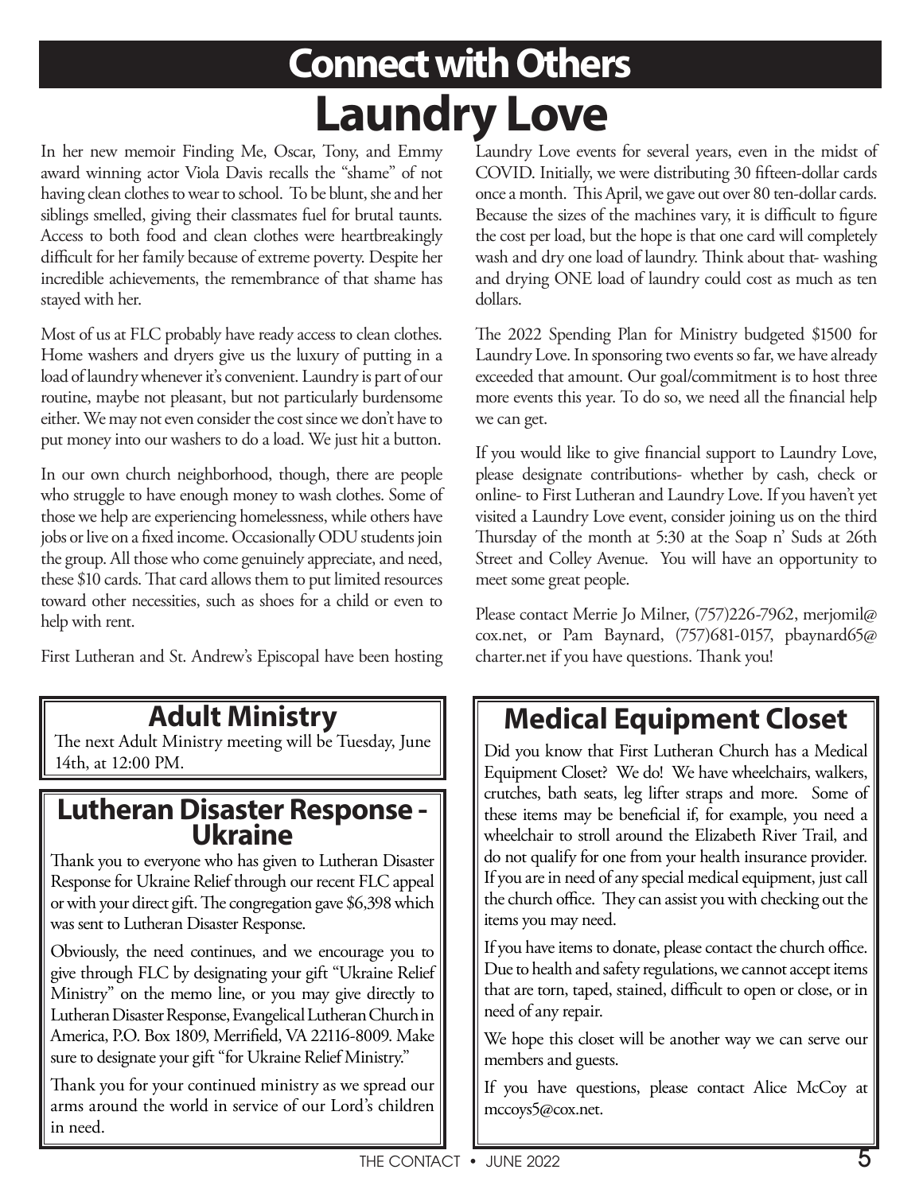# Connect with Others

## Laundry Love

In her new memoir Finding Me, Oscar, Tony, and Emmy award winning actor Viola Davis recalls the "shame" of not having clean clothes to wear to school. To be blunt, she and her siblings smelled, giving their classmates fuel for brutal taunts. Access to both food and clean clothes were heartbreakingly difficult for her family because of extreme poverty. Despite her incredible achievements, the remembrance of that shame has stayed with her.

Most of us at FLC probably have ready access to clean clothes. Home washers and dryers give us the luxury of putting in a load of laundry whenever it's convenient. Laundry is part of our routine, maybe not pleasant, but not particularly burdensome either. We may not even consider the cost since we don't have to put money into our washers to do a load. We just hit a button.

In our own church neighborhood, though, there are people who struggle to have enough money to wash clothes. Some of those we help are experiencing homelessness, while others have jobs or live on a fixed income. Occasionally ODU students join the group. All those who come genuinely appreciate, and need, these $10 cards. That card allows them to put limited resources toward other necessities, such as shoes for a child or even to help with rent.

First Lutheran and St. Andrew's Episcopal have been hosting Laundry Love events for several years, even in the midst of COVID. Initially, we were distributing 30 fifteen-dollar cards once a month. This April, we gave out over 80 ten-dollar cards. Because the sizes of the machines vary, it is difficult to figure the cost per load, but the hope is that one card will completely wash and dry one load of laundry. Think about that- washing and drying ONE load of laundry could cost as much as ten dollars.

The 2022 Spending Plan for Ministry budgeted $1500 for Laundry Love. In sponsoring two events so far, we have already exceeded that amount. Our goal/commitment is to host three more events this year. To do so, we need all the financial help we can get.

If you would like to give financial support to Laundry Love, please designate contributions- whether by cash, check or online- to First Lutheran and Laundry Love. If you haven't yet visited a Laundry Love event, consider joining us on the third Thursday of the month at 5:30 at the Soap n' Suds at 26th Street and Colley Avenue. You will have an opportunity to meet some great people.

Please contact Merrie Jo Milner, (757)226-7962, merjomil@cox.net, or Pam Baynard, (757)681-0157, pbaynard65@charter.net if you have questions. Thank you!

## Adult Ministry

The next Adult Ministry meeting will be Tuesday, June 14th, at 12:00 PM.

## Lutheran Disaster Response - Ukraine

Thank you to everyone who has given to Lutheran Disaster Response for Ukraine Relief through our recent FLC appeal or with your direct gift. The congregation gave $6,398 which was sent to Lutheran Disaster Response.

Obviously, the need continues, and we encourage you to give through FLC by designating your gift "Ukraine Relief Ministry" on the memo line, or you may give directly to Lutheran Disaster Response, Evangelical Lutheran Church in America, P.O. Box 1809, Merrifield, VA 22116-8009. Make sure to designate your gift "for Ukraine Relief Ministry."

Thank you for your continued ministry as we spread our arms around the world in service of our Lord's children in need.

## Medical Equipment Closet

Did you know that First Lutheran Church has a Medical Equipment Closet? We do! We have wheelchairs, walkers, crutches, bath seats, leg lifter straps and more. Some of these items may be beneficial if, for example, you need a wheelchair to stroll around the Elizabeth River Trail, and do not qualify for one from your health insurance provider. If you are in need of any special medical equipment, just call the church office. They can assist you with checking out the items you may need.

If you have items to donate, please contact the church office. Due to health and safety regulations, we cannot accept items that are torn, taped, stained, difficult to open or close, or in need of any repair.

We hope this closet will be another way we can serve our members and guests.

If you have questions, please contact Alice McCoy at mccoys5@cox.net.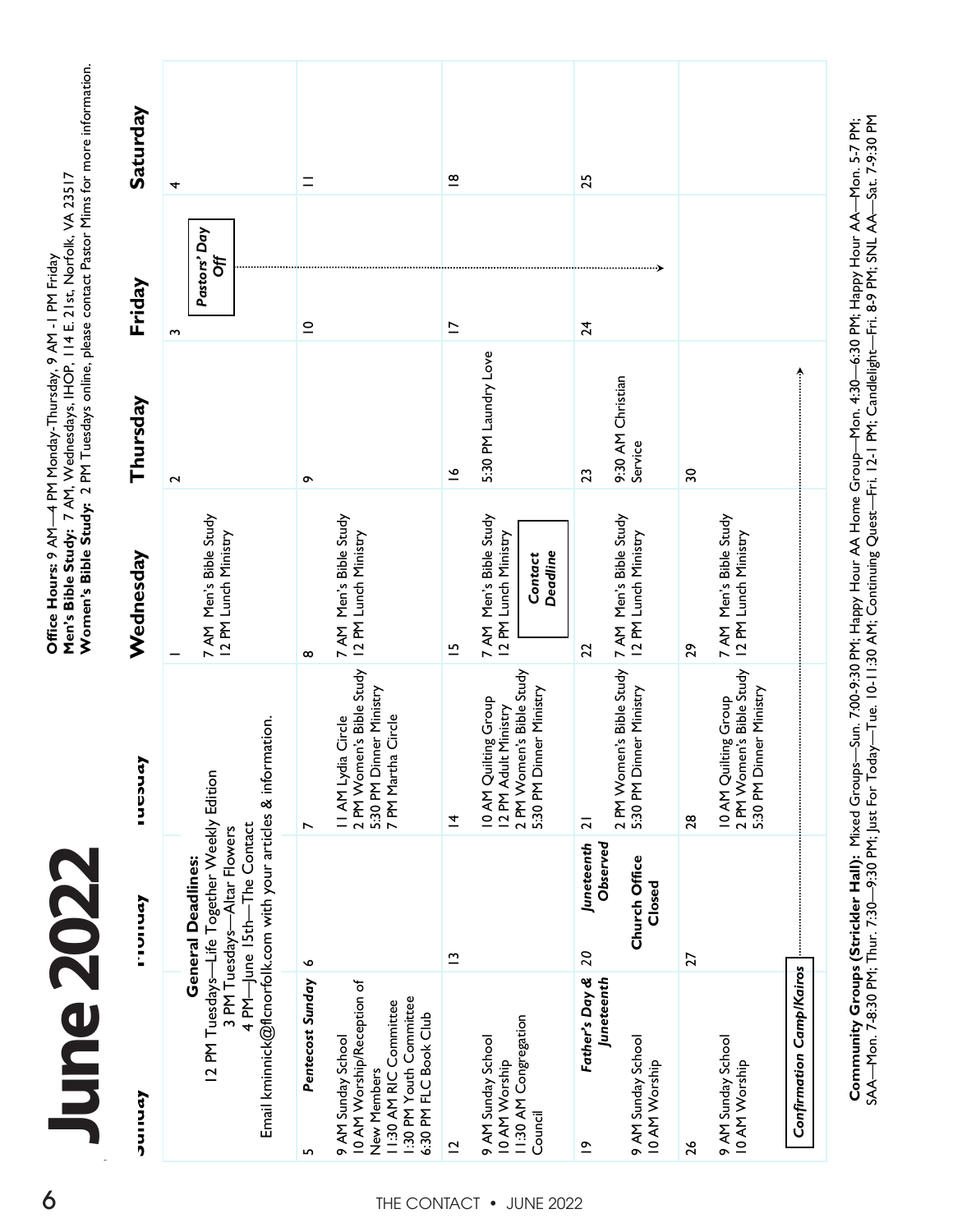# June 2022

**Office Hours:** 9 AM—4 PM Monday-Thursday, 9 AM - 1 PM Friday
**Men's Bible Study:** 7 AM, Wednesdays, IHOP, 114 E. 21st, Norfolk, VA 23517
**Women's Bible Study:** 2 PM Tuesdays online, please contact Pastor Mims for more information.

| Sunday | Monday | Tuesday | Wednesday | Thursday | Friday | Saturday |
|---|---|---|---|---|---|---|
| **General Deadlines:** 12 PM Tuesdays—Life Together Weekly Edition; 3 PM Tuesdays—Altar Flowers; 4 PM—June 15th—The Contact. Email kminnick@flcnorfolk.com with your articles & information. | | | 1<br>7 AM Men's Bible Study<br>12 PM Lunch Ministry | 2 | 3<br>***Pastors' Day Off*** (June 3–24) | 4 |
| 5 ***Pentecost Sunday***<br>9 AM Sunday School<br>10 AM Worship/Reception of New Members<br>11:30 AM RIC Committee<br>1:30 PM Youth Committee<br>6:30 PM FLC Book Club | 6 | 7<br>11 AM Lydia Circle<br>2 PM Women's Bible Study<br>5:30 PM Dinner Ministry<br>7 PM Martha Circle | 8<br>7 AM Men's Bible Study<br>12 PM Lunch Ministry | 9 | 10 | 11 |
| 12<br>9 AM Sunday School<br>10 AM Worship<br>11:30 AM Congregation Council | 13 | 14<br>10 AM Quilting Group<br>12 PM Adult Ministry<br>2 PM Women's Bible Study<br>5:30 PM Dinner Ministry | 15<br>7 AM Men's Bible Study<br>12 PM Lunch Ministry<br>***Contact Deadline*** | 16<br>5:30 PM Laundry Love | 17 | 18 |
| 19 ***Father's Day & Juneteenth***<br>9 AM Sunday School<br>10 AM Worship | 20 ***Juneteenth Observed***<br>**Church Office Closed** | 21<br>2 PM Women's Bible Study<br>5:30 PM Dinner Ministry | 22<br>7 AM Men's Bible Study<br>12 PM Lunch Ministry | 23<br>9:30 AM Christian Service | 24 | 25 |
| 26<br>9 AM Sunday School<br>10 AM Worship<br>***Confirmation Camp/Kairos*** (June 26–30) | 27 | 28<br>10 AM Quilting Group<br>2 PM Women's Bible Study<br>5:30 PM Dinner Ministry | 29<br>7 AM Men's Bible Study<br>12 PM Lunch Ministry | 30 | | |

**Community Groups (Strickler Hall):** Mixed Groups—Sun. 7:00-9:30 PM; Happy Hour AA Home Group—Mon. 4:30—6:30 PM; Happy Hour AA—Mon. 5-7 PM; SAA—Mon. 7-8:30 PM; Thur. 7:30—9:30 PM; Just For Today—Tue. 10-11:30 AM; Continuing Quest—Fri. 12-1 PM; Candlelight—Fri. 8-9 PM; SNL AA—Sat. 7-9:30 PM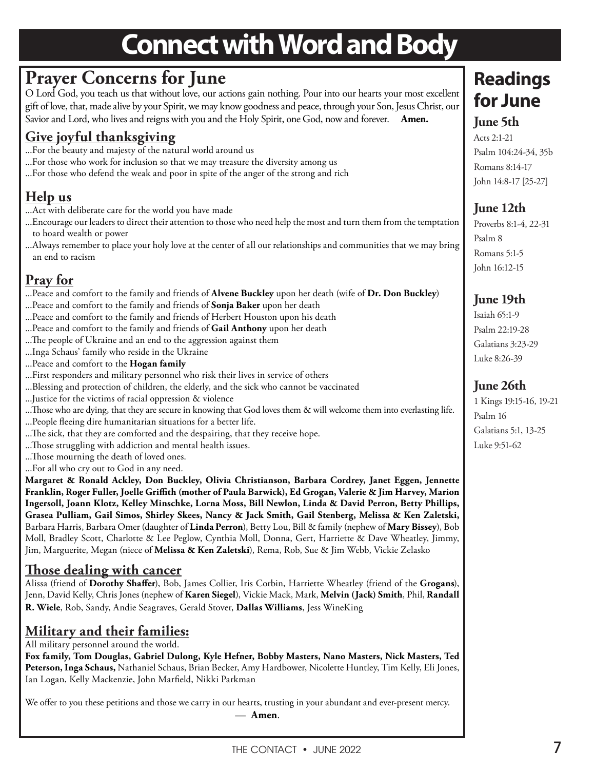# Connect with Word and Body

## Prayer Concerns for June

O Lord God, you teach us that without love, our actions gain nothing. Pour into our hearts your most excellent gift of love, that, made alive by your Spirit, we may know goodness and peace, through your Son, Jesus Christ, our Savior and Lord, who lives and reigns with you and the Holy Spirit, one God, now and forever. **Amen.**

### Give joyful thanksgiving

...For the beauty and majesty of the natural world around us
...For those who work for inclusion so that we may treasure the diversity among us
...For those who defend the weak and poor in spite of the anger of the strong and rich

### Help us

...Act with deliberate care for the world you have made
...Encourage our leaders to direct their attention to those who need help the most and turn them from the temptation to hoard wealth or power
...Always remember to place your holy love at the center of all our relationships and communities that we may bring an end to racism

### Pray for

...Peace and comfort to the family and friends of **Alvene Buckley** upon her death (wife of **Dr. Don Buckley**)
...Peace and comfort to the family and friends of **Sonja Baker** upon her death
...Peace and comfort to the family and friends of Herbert Houston upon his death
...Peace and comfort to the family and friends of **Gail Anthony** upon her death
...The people of Ukraine and an end to the aggression against them
...Inga Schaus' family who reside in the Ukraine
...Peace and comfort to the **Hogan family**
...First responders and military personnel who risk their lives in service of others
...Blessing and protection of children, the elderly, and the sick who cannot be vaccinated
...Justice for the victims of racial oppression & violence
...Those who are dying, that they are secure in knowing that God loves them & will welcome them into everlasting life.
...People fleeing dire humanitarian situations for a better life.
...The sick, that they are comforted and the despairing, that they receive hope.
...Those struggling with addiction and mental health issues.
...Those mourning the death of loved ones.
...For all who cry out to God in any need.

**Margaret & Ronald Ackley, Don Buckley, Olivia Christianson, Barbara Cordrey, Janet Eggen, Jennette Franklin, Roger Fuller, Joelle Griffith (mother of Paula Barwick), Ed Grogan, Valerie & Jim Harvey, Marion Ingersoll, Joann Klotz, Kelley Minschke, Lorna Moss, Bill Newlon, Linda & David Perron, Betty Phillips, Grasea Pulliam, Gail Simos, Shirley Skees, Nancy & Jack Smith, Gail Stenberg, Melissa & Ken Zaletski,** Barbara Harris, Barbara Omer (daughter of **Linda Perron**), Betty Lou, Bill & family (nephew of **Mary Bissey**), Bob Moll, Bradley Scott, Charlotte & Lee Peglow, Cynthia Moll, Donna, Gert, Harriette & Dave Wheatley, Jimmy, Jim, Marguerite, Megan (niece of **Melissa & Ken Zaletski**), Rema, Rob, Sue & Jim Webb, Vickie Zelasko

### Those dealing with cancer

Alissa (friend of **Dorothy Shaffer**), Bob, James Collier, Iris Corbin, Harriette Wheatley (friend of the **Grogans**), Jenn, David Kelly, Chris Jones (nephew of **Karen Siegel**), Vickie Mack, Mark, **Melvin (Jack) Smith**, Phil, **Randall R. Wiele**, Rob, Sandy, Andie Seagraves, Gerald Stover, **Dallas Williams**, Jess WineKing

### Military and their families:

All military personnel around the world.
**Fox family, Tom Douglas, Gabriel Dulong, Kyle Hefner, Bobby Masters, Nano Masters, Nick Masters, Ted Peterson, Inga Schaus,** Nathaniel Schaus, Brian Becker, Amy Hardbower, Nicolette Huntley, Tim Kelly, Eli Jones, Ian Logan, Kelly Mackenzie, John Marfield, Nikki Parkman

We offer to you these petitions and those we carry in our hearts, trusting in your abundant and ever-present mercy.
— **Amen**.

## Readings for June

### June 5th

Acts 2:1-21
Psalm 104:24-34, 35b
Romans 8:14-17
John 14:8-17 [25-27]

### June 12th

Proverbs 8:1-4, 22-31
Psalm 8
Romans 5:1-5
John 16:12-15

### June 19th

Isaiah 65:1-9
Psalm 22:19-28
Galatians 3:23-29
Luke 8:26-39

### June 26th

1 Kings 19:15-16, 19-21
Psalm 16
Galatians 5:1, 13-25
Luke 9:51-62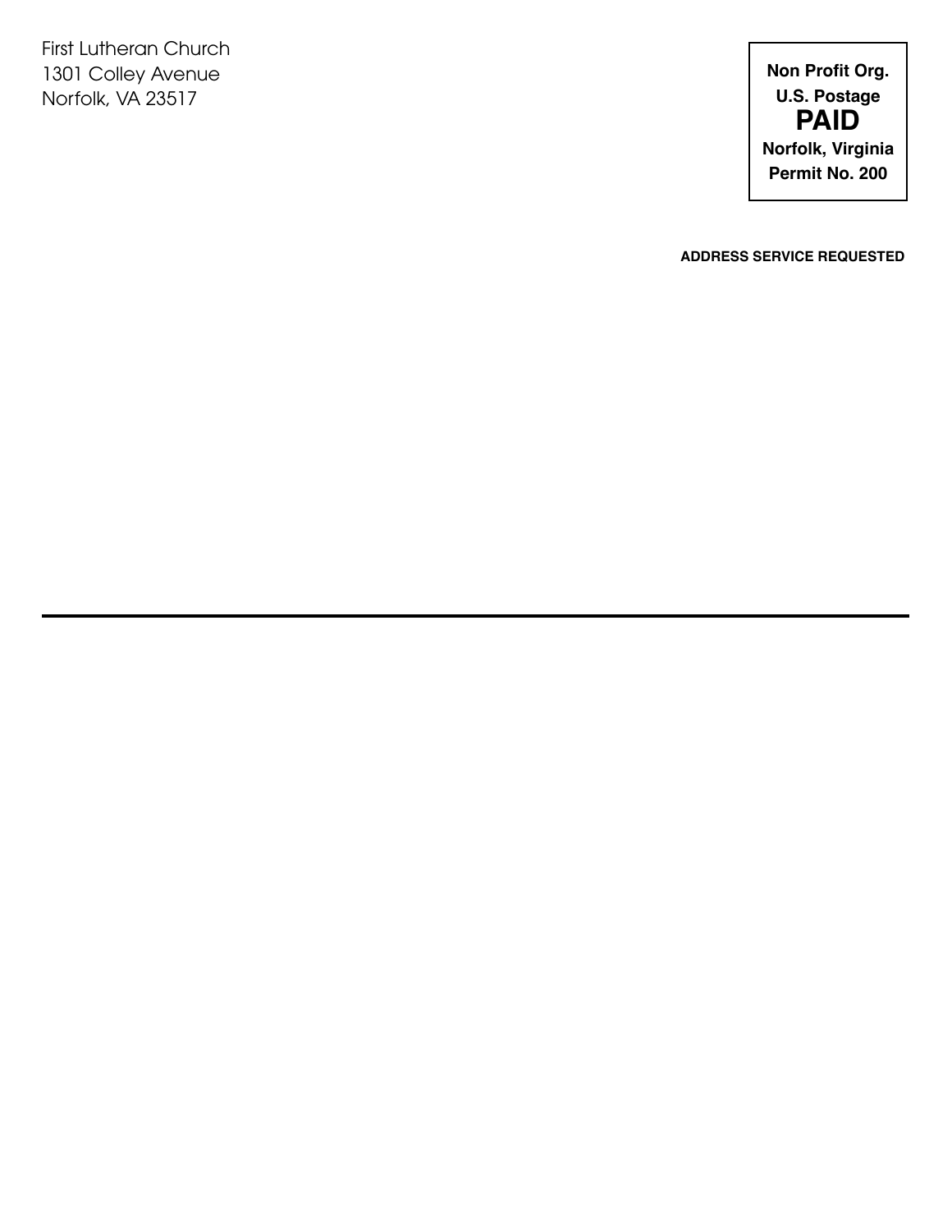First Lutheran Church
1301 Colley Avenue
Norfolk, VA 23517

**Non Profit Org.**
**U.S. Postage**
**PAID**
**Norfolk, Virginia**
**Permit No. 200**

**ADDRESS SERVICE REQUESTED**

---